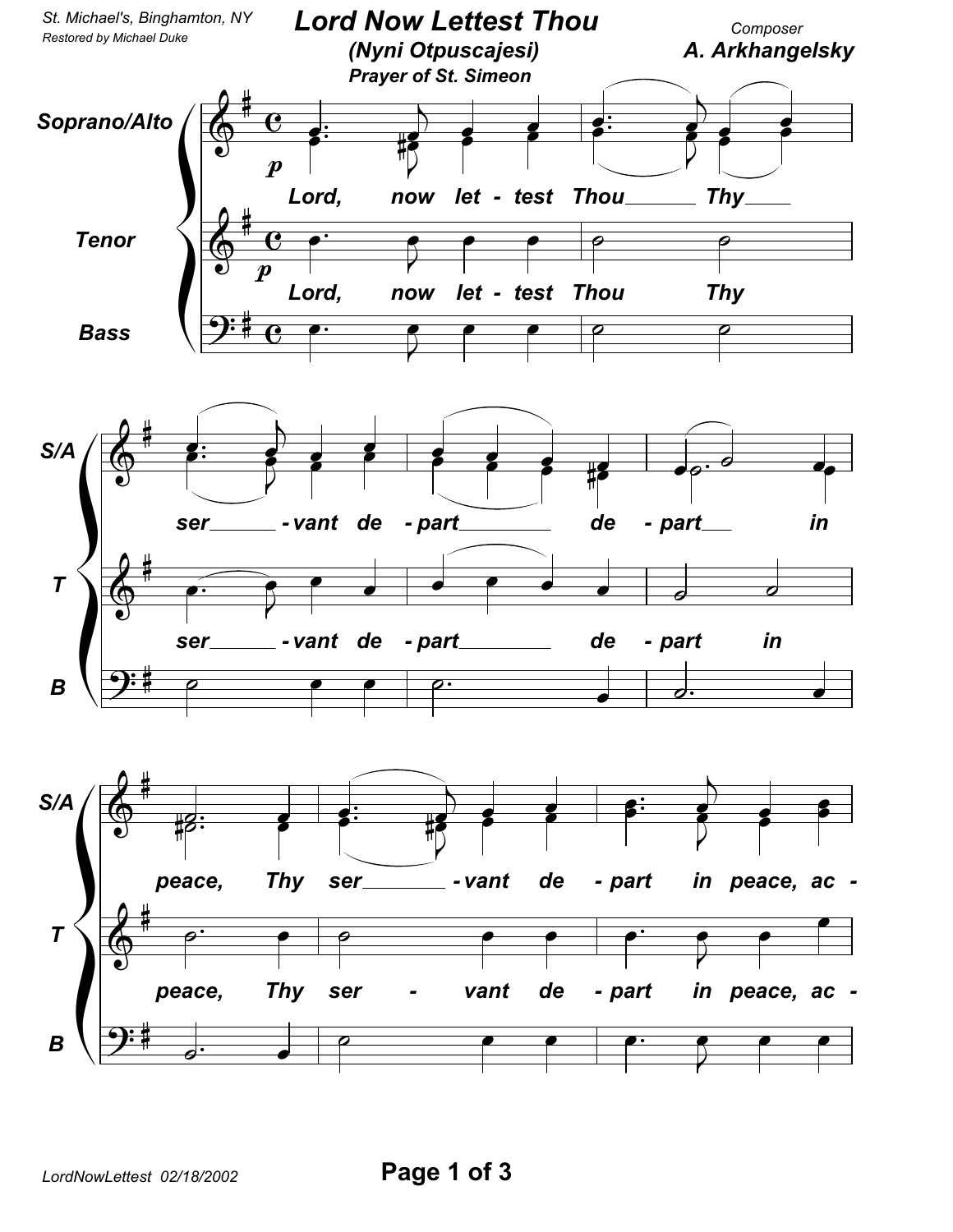St. Michael's, Binghamton, NY
Restored by Michael Duke

# Lord Now Lettest Thou

**(Nyni Otpuscajesi)**

**Prayer of St. Simeon**

Composer
**A. Arkhangelsky**

Soprano/Alto, Tenor, Bass

Lord, now let - test Thou Thy ser - vant de - part de - part in peace, Thy ser - vant de - part in peace, ac -

LordNowLettest 02/18/2002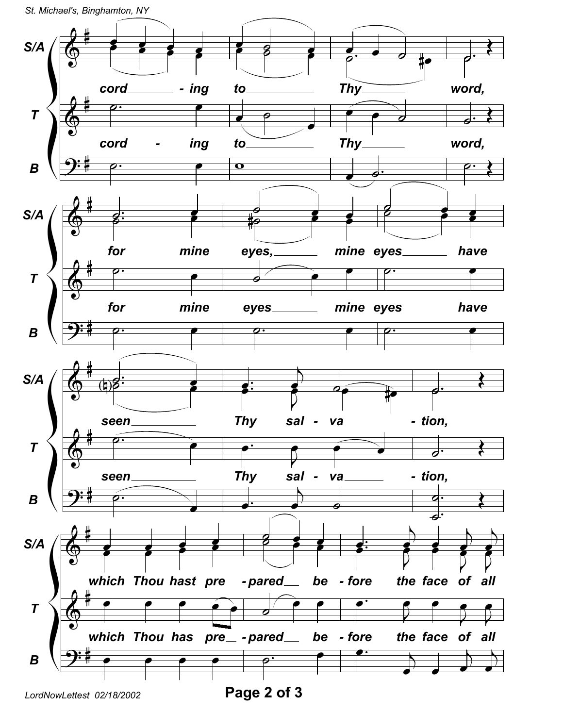S/A: cord - ing to Thy word, for mine eyes, mine eyes have seen Thy sal - va - tion, which Thou hast pre - pared be - fore the face of all

T: cord - ing to Thy word, for mine eyes mine eyes have seen Thy sal - va - tion, which Thou has pre - pared be - fore the face of all

LordNowLettest 02/18/2002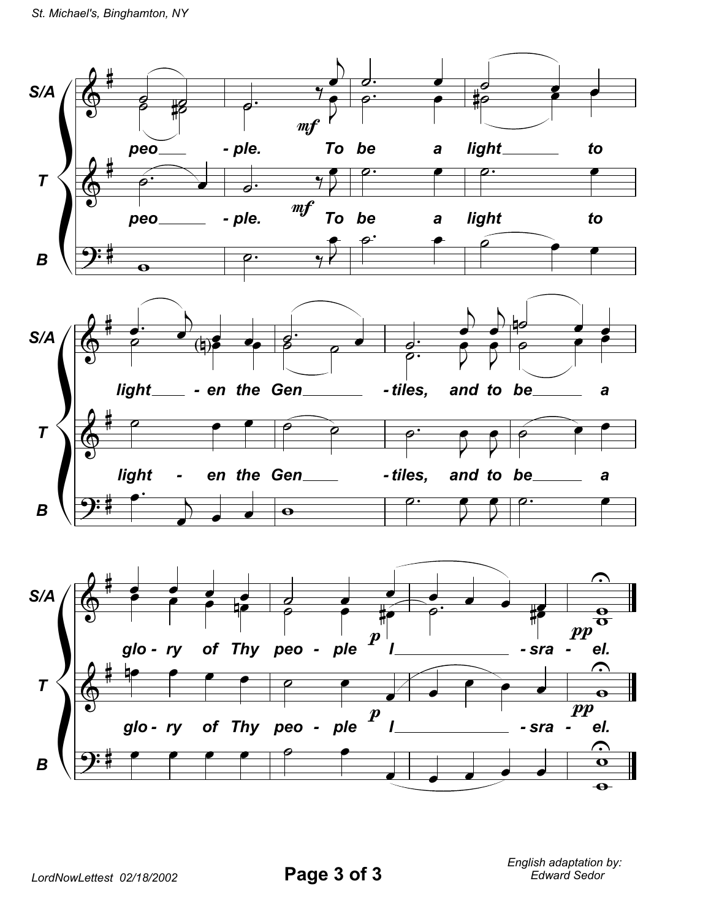S/A

peo - ple. To be a light to

T

peo - ple. To be a light to

B

S/A

light - en the Gen - tiles, and to be a

T

light - en the Gen - tiles, and to be a

B

S/A

glo - ry of Thy peo - ple I - sra - el.

T

glo - ry of Thy peo - ple I - sra - el.

B

English adaptation by: Edward Sedor